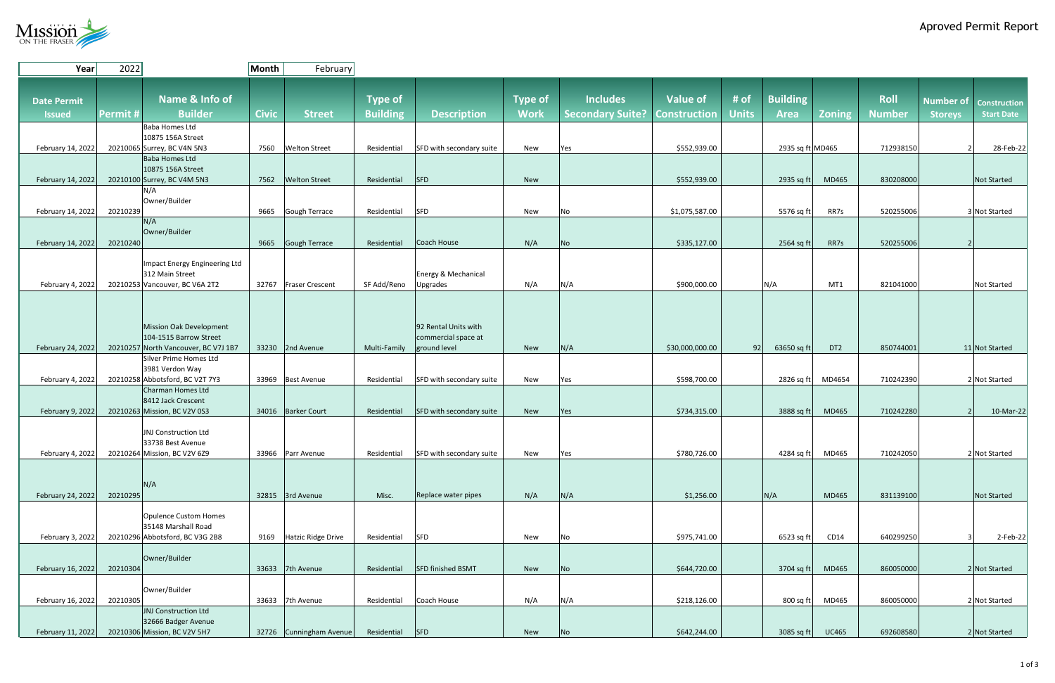# Aproved Permit Report

| Year | 2022 | Month | February |
|---|---|---|---|

| Date Permit Issued | Permit # | Name & Info of Builder | Civic | Street | Type of Building | Description | Type of Work | Includes Secondary Suite? | Value of Construction | # of Units | Building Area | Zoning | Roll Number | Number of Storeys | Construction Start Date |
|---|---|---|---|---|---|---|---|---|---|---|---|---|---|---|---|
| February 14, 2022 | 20210065 | Baba Homes Ltd 10875 156A Street Surrey, BC V4N 5N3 | 7560 | Welton Street | Residential | SFD with secondary suite | New | Yes | $552,939.00 | | 2935 sq ft | MD465 | 712938150 | 2 | 28-Feb-22 |
| February 14, 2022 | 20210100 | Baba Homes Ltd 10875 156A Street Surrey, BC V4M 5N3 | 7562 | Welton Street | Residential | SFD | New | | $552,939.00 | | 2935 sq ft | MD465 | 830208000 | | Not Started |
| February 14, 2022 | 20210239 | N/A Owner/Builder | 9665 | Gough Terrace | Residential | SFD | New | No | $1,075,587.00 | | 5576 sq ft | RR7s | 520255006 | 3 | Not Started |
| February 14, 2022 | 20210240 | N/A Owner/Builder | 9665 | Gough Terrace | Residential | Coach House | N/A | No | $335,127.00 | | 2564 sq ft | RR7s | 520255006 | 2 | |
| February 4, 2022 | 20210253 | Impact Energy Engineering Ltd 312 Main Street Vancouver, BC V6A 2T2 | 32767 | Fraser Crescent | SF Add/Reno | Energy & Mechanical Upgrades | N/A | N/A | $900,000.00 | | N/A | MT1 | 821041000 | | Not Started |
| February 24, 2022 | 20210257 | Mission Oak Development 104-1515 Barrow Street North Vancouver, BC V7J 1B7 | 33230 | 2nd Avenue | Multi-Family | 92 Rental Units with commercial space at ground level | New | N/A | $30,000,000.00 | 92 | 63650 sq ft | DT2 | 850744001 | 11 | Not Started |
| February 4, 2022 | 20210258 | Silver Prime Homes Ltd 3981 Verdon Way Abbotsford, BC V2T 7Y3 | 33969 | Best Avenue | Residential | SFD with secondary suite | New | Yes | $598,700.00 | | 2826 sq ft | MD4654 | 710242390 | 2 | Not Started |
| February 9, 2022 | 20210263 | Charman Homes Ltd 8412 Jack Crescent Mission, BC V2V 0S3 | 34016 | Barker Court | Residential | SFD with secondary suite | New | Yes | $734,315.00 | | 3888 sq ft | MD465 | 710242280 | 2 | 10-Mar-22 |
| February 4, 2022 | 20210264 | JNJ Construction Ltd 33738 Best Avenue Mission, BC V2V 6Z9 | 33966 | Parr Avenue | Residential | SFD with secondary suite | New | Yes | $780,726.00 | | 4284 sq ft | MD465 | 710242050 | 2 | Not Started |
| February 24, 2022 | 20210295 | N/A | 32815 | 3rd Avenue | Misc. | Replace water pipes | N/A | N/A | $1,256.00 | | N/A | MD465 | 831139100 | | Not Started |
| February 3, 2022 | 20210296 | Opulence Custom Homes 35148 Marshall Road Abbotsford, BC V3G 2B8 | 9169 | Hatzic Ridge Drive | Residential | SFD | New | No | $975,741.00 | | 6523 sq ft | CD14 | 640299250 | 3 | 2-Feb-22 |
| February 16, 2022 | 20210304 | Owner/Builder | 33633 | 7th Avenue | Residential | SFD finished BSMT | New | No | $644,720.00 | | 3704 sq ft | MD465 | 860050000 | 2 | Not Started |
| February 16, 2022 | 20210305 | Owner/Builder | 33633 | 7th Avenue | Residential | Coach House | N/A | N/A | $218,126.00 | | 800 sq ft | MD465 | 860050000 | 2 | Not Started |
| February 11, 2022 | 20210306 | JNJ Construction Ltd 32666 Badger Avenue Mission, BC V2V 5H7 | 32726 | Cunningham Avenue | Residential | SFD | New | No | $642,244.00 | | 3085 sq ft | UC465 | 692608580 | 2 | Not Started |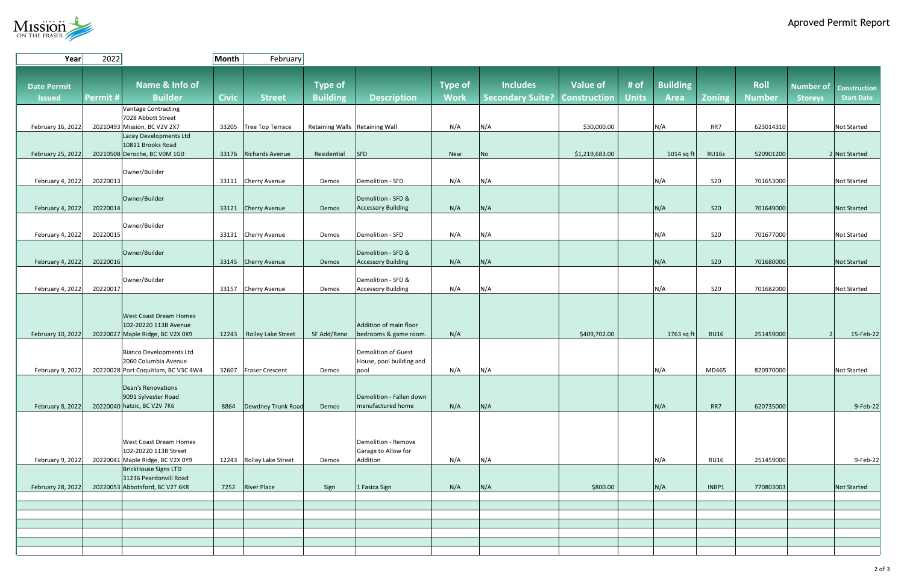# Aproved Permit Report

| Year | 2022 | Month | February |
|---|---|---|---|

| Date Permit Issued | Permit # | Name & Info of Builder | Civic | Street | Type of Building | Description | Type of Work | Includes Secondary Suite? | Value of Construction | # of Units | Building Area | Zoning | Roll Number | Number of Storeys | Construction Start Date |
|---|---|---|---|---|---|---|---|---|---|---|---|---|---|---|---|
| February 16, 2022 | 20210493 | Vantage Contracting 7028 Abbott Street Mission, BC V2V 2X7 | 33205 | Tree Top Terrace | Retaining Walls | Retaining Wall | N/A | N/A | $30,000.00 | | N/A | RR7 | 623014310 | | Not Started |
| February 25, 2022 | 20210508 | Lacey Developments Ltd 10811 Brooks Road Deroche, BC V0M 1G0 | 33176 | Richards Avenue | Residential | SFD | New | No | $1,219,683.00 | | 5014 sq ft | RU16s | 520901200 | 2 | Not Started |
| February 4, 2022 | 20220013 | Owner/Builder | 33111 | Cherry Avenue | Demos | Demolition - SFD | N/A | N/A | | | N/A | S20 | 701653000 | | Not Started |
| February 4, 2022 | 20220014 | Owner/Builder | 33121 | Cherry Avenue | Demos | Demolition - SFD & Accessory Building | N/A | N/A | | | N/A | S20 | 701649000 | | Not Started |
| February 4, 2022 | 20220015 | Owner/Builder | 33131 | Cherry Avenue | Demos | Demolition - SFD | N/A | N/A | | | N/A | S20 | 701677000 | | Not Started |
| February 4, 2022 | 20220016 | Owner/Builder | 33145 | Cherry Avenue | Demos | Demolition - SFD & Accessory Building | N/A | N/A | | | N/A | S20 | 701680000 | | Not Started |
| February 4, 2022 | 20220017 | Owner/Builder | 33157 | Cherry Avenue | Demos | Demolition - SFD & Accessory Building | N/A | N/A | | | N/A | S20 | 701682000 | | Not Started |
| February 10, 2022 | 20220027 | West Coast Dream Homes 102-20220 113B Avenue Maple Ridge, BC V2X 0X9 | 12243 | Rolley Lake Street | SF Add/Reno | Addition of main floor bedrooms & game room. | N/A | | $409,702.00 | | 1763 sq ft | RU16 | 251459000 | 2 | 15-Feb-22 |
| February 9, 2022 | 20220028 | Bianco Developments Ltd 2060 Columbia Avenue Port Coquitlam, BC V3C 4W4 | 32607 | Fraser Crescent | Demos | Demolition of Guest House, pool building and pool | N/A | N/A | | | N/A | MD465 | 820970000 | | Not Started |
| February 8, 2022 | 20220040 | Dean's Renovations 9091 Sylvester Road hatzic, BC V2V 7K6 | 8864 | Dewdney Trunk Road | Demos | Demolition - Fallen down manufactured home | N/A | N/A | | | N/A | RR7 | 620735000 | | 9-Feb-22 |
| February 9, 2022 | 20220041 | West Coast Dream Homes 102-20220 113B Street Maple Ridge, BC V2X 0Y9 | 12243 | Rolley Lake Street | Demos | Demolition - Remove Garage to Allow for Addition | N/A | N/A | | | N/A | RU16 | 251459000 | | 9-Feb-22 |
| February 28, 2022 | 20220053 | BrickHouse Signs LTD 31236 Peardonvill Road Abbotsford, BC V2T 6K8 | 7252 | River Place | Sign | 1 Fasica Sign | N/A | N/A | $800.00 | | N/A | INBP1 | 770803003 | | Not Started |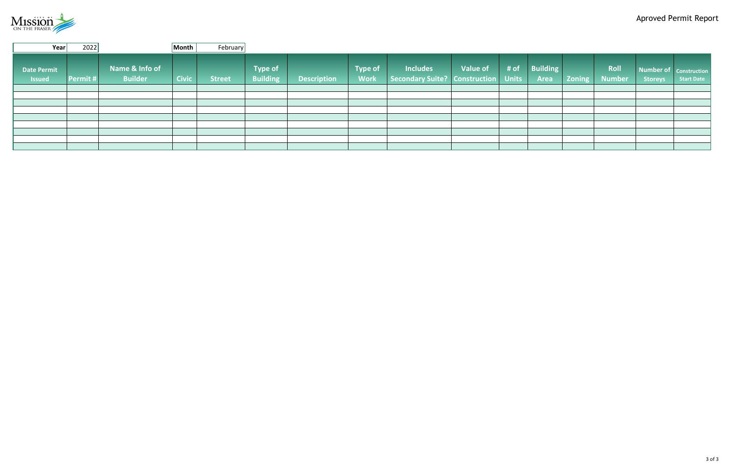Aproved Permit Report

| Year | 2022 | | Month | February |
|---|---|---|---|---|

| Date Permit Issued | Permit # | Name & Info of Builder | Civic | Street | Type of Building | Description | Type of Work | Includes Secondary Suite? | Value of Construction | # of Units | Building Area | Zoning | Roll Number | Number of Storeys | Construction Start Date |
|---|---|---|---|---|---|---|---|---|---|---|---|---|---|---|---|
| | | | | | | | | | | | | | | | |
| | | | | | | | | | | | | | | | |
| | | | | | | | | | | | | | | | |
| | | | | | | | | | | | | | | | |
| | | | | | | | | | | | | | | | |
| | | | | | | | | | | | | | | | |
| | | | | | | | | | | | | | | | |
| | | | | | | | | | | | | | | | |
| | | | | | | | | | | | | | | | |